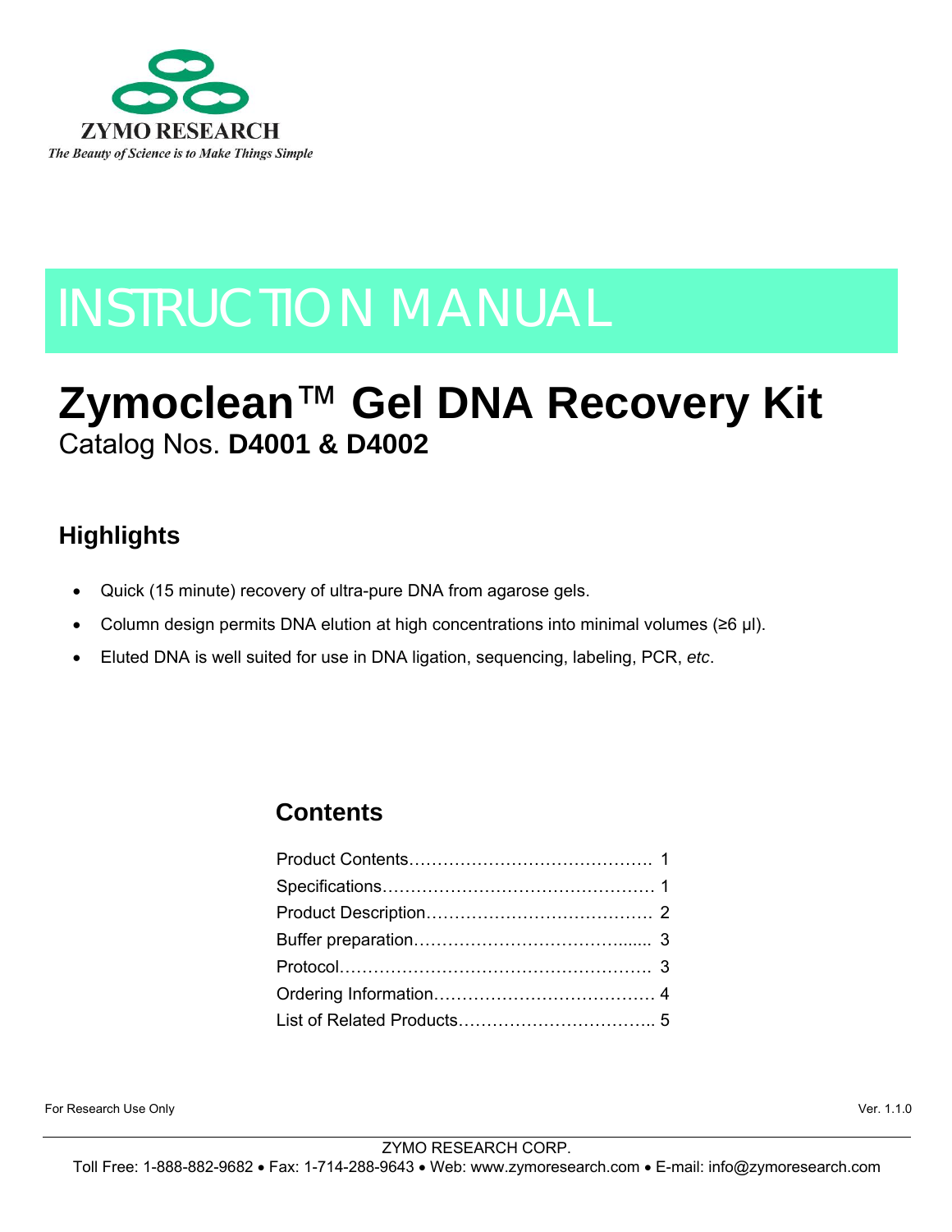ZYMO RESEARCH

*The Beauty of Science is to Make Things Simple*

# INSTRUCTION MANUAL

# Zymoclean™ Gel DNA Recovery Kit

Catalog Nos. **D4001 & D4002**

## Highlights

- Quick (15 minute) recovery of ultra-pure DNA from agarose gels.
- Column design permits DNA elution at high concentrations into minimal volumes (≥6 µl).
- Eluted DNA is well suited for use in DNA ligation, sequencing, labeling, PCR, *etc*.

## Contents

| | |
|---|---|
| Product Contents | 1 |
| Specifications | 1 |
| Product Description | 2 |
| Buffer preparation | 3 |
| Protocol | 3 |
| Ordering Information | 4 |
| List of Related Products | 5 |

For Research Use Only

Ver. 1.1.0

ZYMO RESEARCH CORP.

Toll Free: 1-888-882-9682 • Fax: 1-714-288-9643 • Web: www.zymoresearch.com • E-mail: info@zymoresearch.com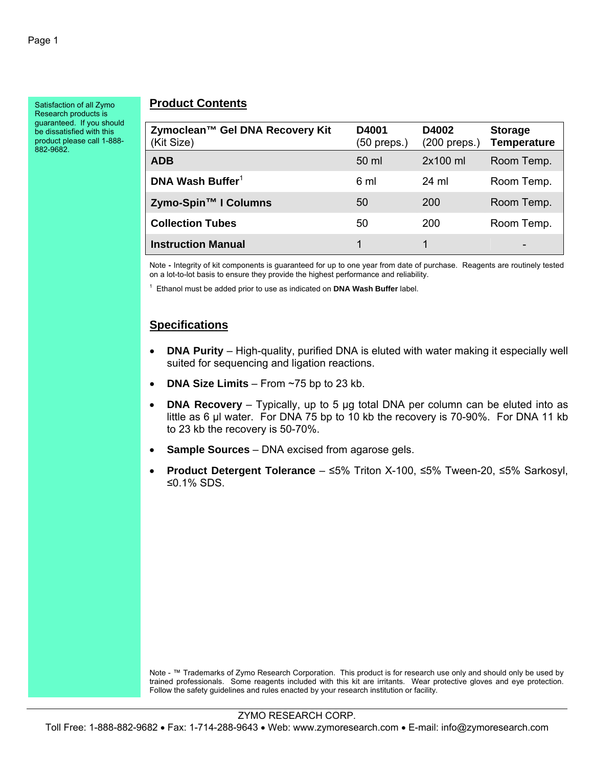Satisfaction of all Zymo Research products is guaranteed. If you should be dissatisfied with this product please call 1-888-882-9682.

## Product Contents

| **Zymoclean™ Gel DNA Recovery Kit** (Kit Size) | **D4001** (50 preps.) | **D4002** (200 preps.) | **Storage Temperature** |
|---|---|---|---|
| **ADB** | 50 ml | 2x100 ml | Room Temp. |
| **DNA Wash Buffer**[1] | 6 ml | 24 ml | Room Temp. |
| **Zymo-Spin™ I Columns** | 50 | 200 | Room Temp. |
| **Collection Tubes** | 50 | 200 | Room Temp. |
| **Instruction Manual** | 1 | 1 | - |

Note - Integrity of kit components is guaranteed for up to one year from date of purchase. Reagents are routinely tested on a lot-to-lot basis to ensure they provide the highest performance and reliability.

[1] Ethanol must be added prior to use as indicated on **DNA Wash Buffer** label.

## Specifications

- **DNA Purity** – High-quality, purified DNA is eluted with water making it especially well suited for sequencing and ligation reactions.
- **DNA Size Limits** – From ~75 bp to 23 kb.
- **DNA Recovery** – Typically, up to 5 µg total DNA per column can be eluted into as little as 6 µl water. For DNA 75 bp to 10 kb the recovery is 70-90%. For DNA 11 kb to 23 kb the recovery is 50-70%.
- **Sample Sources** – DNA excised from agarose gels.
- **Product Detergent Tolerance** – ≤5% Triton X-100, ≤5% Tween-20, ≤5% Sarkosyl, ≤0.1% SDS.

Note - ™ Trademarks of Zymo Research Corporation. This product is for research use only and should only be used by trained professionals. Some reagents included with this kit are irritants. Wear protective gloves and eye protection. Follow the safety guidelines and rules enacted by your research institution or facility.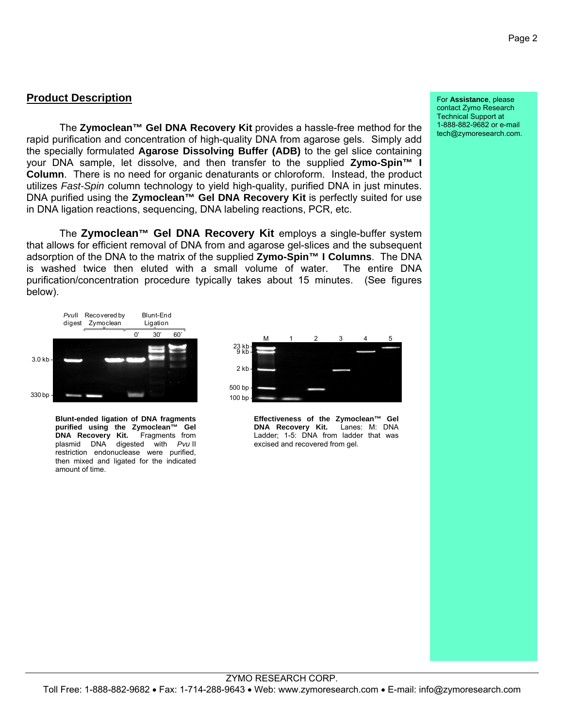## Product Description

The **Zymoclean™ Gel DNA Recovery Kit** provides a hassle-free method for the rapid purification and concentration of high-quality DNA from agarose gels. Simply add the specially formulated **Agarose Dissolving Buffer (ADB)** to the gel slice containing your DNA sample, let dissolve, and then transfer to the supplied **Zymo-Spin™ I Column**. There is no need for organic denaturants or chloroform. Instead, the product utilizes *Fast-Spin* column technology to yield high-quality, purified DNA in just minutes. DNA purified using the **Zymoclean™ Gel DNA Recovery Kit** is perfectly suited for use in DNA ligation reactions, sequencing, DNA labeling reactions, PCR, etc.

The **Zymoclean™ Gel DNA Recovery Kit** employs a single-buffer system that allows for efficient removal of DNA from and agarose gel-slices and the subsequent adsorption of the DNA to the matrix of the supplied **Zymo-Spin™ I Columns**. The DNA is washed twice then eluted with a small volume of water. The entire DNA purification/concentration procedure typically takes about 15 minutes. (See figures below).

For **Assistance**, please contact Zymo Research Technical Support at 1-888-882-9682 or e-mail tech@zymoresearch.com.

**Blunt-ended ligation of DNA fragments purified using the Zymoclean™ Gel DNA Recovery Kit.** Fragments from plasmid DNA digested with *Pvu* II restriction endonuclease were purified, then mixed and ligated for the indicated amount of time.

**Effectiveness of the Zymoclean™ Gel DNA Recovery Kit.** Lanes: M: DNA Ladder; 1-5: DNA from ladder that was excised and recovered from gel.

ZYMO RESEARCH CORP.
Toll Free: 1-888-882-9682 • Fax: 1-714-288-9643 • Web: www.zymoresearch.com • E-mail: info@zymoresearch.com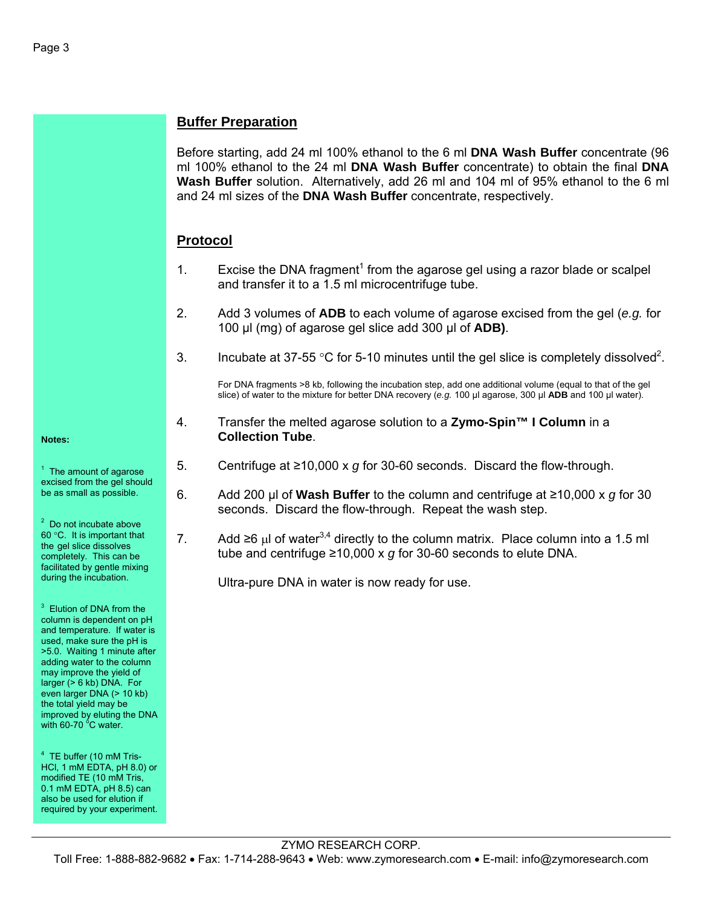## Buffer Preparation

Before starting, add 24 ml 100% ethanol to the 6 ml **DNA Wash Buffer** concentrate (96 ml 100% ethanol to the 24 ml **DNA Wash Buffer** concentrate) to obtain the final **DNA Wash Buffer** solution. Alternatively, add 26 ml and 104 ml of 95% ethanol to the 6 ml and 24 ml sizes of the **DNA Wash Buffer** concentrate, respectively.

## Protocol

1. Excise the DNA fragment[1] from the agarose gel using a razor blade or scalpel and transfer it to a 1.5 ml microcentrifuge tube.

2. Add 3 volumes of **ADB** to each volume of agarose excised from the gel (*e.g.* for 100 µl (mg) of agarose gel slice add 300 µl of **ADB)**.

3. Incubate at 37-55 °C for 5-10 minutes until the gel slice is completely dissolved[2].

   For DNA fragments >8 kb, following the incubation step, add one additional volume (equal to that of the gel slice) of water to the mixture for better DNA recovery (*e.g.* 100 µl agarose, 300 µl **ADB** and 100 µl water).

4. Transfer the melted agarose solution to a **Zymo-Spin™ I Column** in a **Collection Tube**.

5. Centrifuge at ≥10,000 x *g* for 30-60 seconds. Discard the flow-through.

6. Add 200 µl of **Wash Buffer** to the column and centrifuge at ≥10,000 x *g* for 30 seconds. Discard the flow-through. Repeat the wash step.

7. Add ≥6 µl of water[3,4] directly to the column matrix. Place column into a 1.5 ml tube and centrifuge ≥10,000 x *g* for 30-60 seconds to elute DNA.

   Ultra-pure DNA in water is now ready for use.

**Notes:**

[1] The amount of agarose excised from the gel should be as small as possible.

[2] Do not incubate above 60 °C. It is important that the gel slice dissolves completely. This can be facilitated by gentle mixing during the incubation.

[3] Elution of DNA from the column is dependent on pH and temperature. If water is used, make sure the pH is >5.0. Waiting 1 minute after adding water to the column may improve the yield of larger (> 6 kb) DNA. For even larger DNA (> 10 kb) the total yield may be improved by eluting the DNA with 60-70 °C water.

[4] TE buffer (10 mM Tris-HCl, 1 mM EDTA, pH 8.0) or modified TE (10 mM Tris, 0.1 mM EDTA, pH 8.5) can also be used for elution if required by your experiment.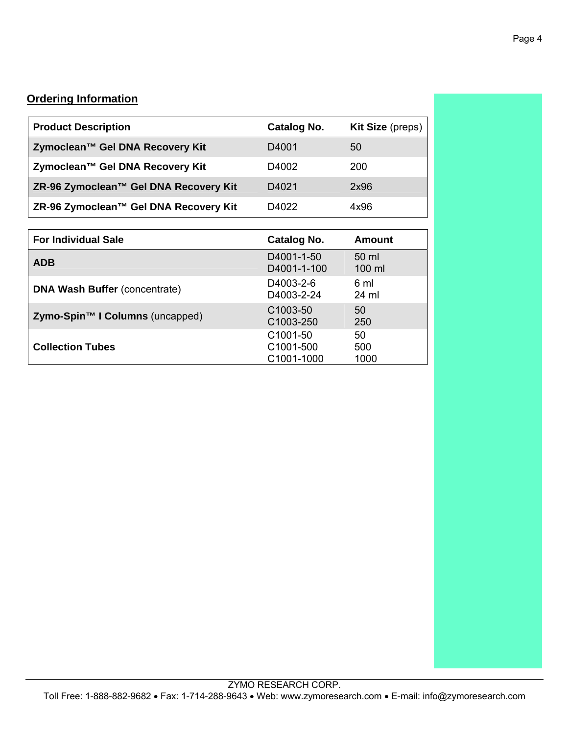## Ordering Information

| Product Description | Catalog No. | Kit Size (preps) |
|---|---|---|
| **Zymoclean™ Gel DNA Recovery Kit** | D4001 | 50 |
| **Zymoclean™ Gel DNA Recovery Kit** | D4002 | 200 |
| **ZR-96 Zymoclean™ Gel DNA Recovery Kit** | D4021 | 2x96 |
| **ZR-96 Zymoclean™ Gel DNA Recovery Kit** | D4022 | 4x96 |

| For Individual Sale | Catalog No. | Amount |
|---|---|---|
| **ADB** | D4001-1-50<br>D4001-1-100 | 50 ml<br>100 ml |
| **DNA Wash Buffer** (concentrate) | D4003-2-6<br>D4003-2-24 | 6 ml<br>24 ml |
| **Zymo-Spin™ I Columns** (uncapped) | C1003-50<br>C1003-250 | 50<br>250 |
| **Collection Tubes** | C1001-50<br>C1001-500<br>C1001-1000 | 50<br>500<br>1000 |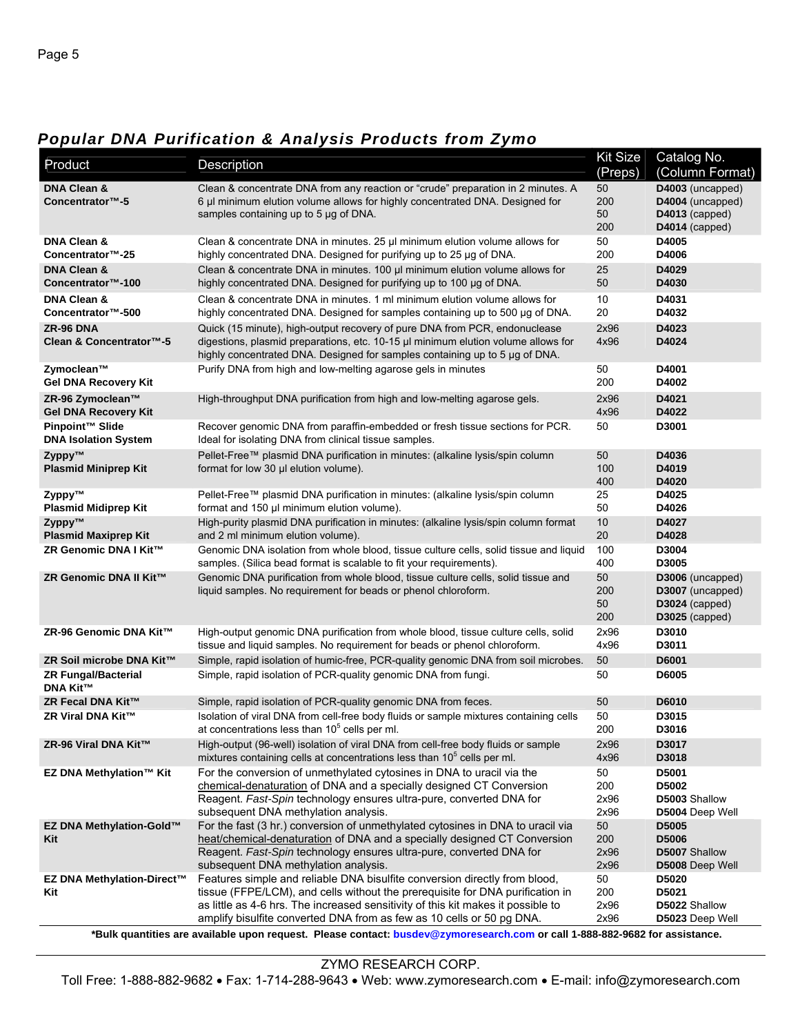## *Popular DNA Purification & Analysis Products from Zymo*

| Product | Description | Kit Size (Preps) | Catalog No. (Column Format) |
|---|---|---|---|
| **DNA Clean & Concentrator™-5** | Clean & concentrate DNA from any reaction or "crude" preparation in 2 minutes. A 6 µl minimum elution volume allows for highly concentrated DNA. Designed for samples containing up to 5 µg of DNA. | 50<br>200<br>50<br>200 | **D4003** (uncapped)<br>**D4004** (uncapped)<br>**D4013** (capped)<br>**D4014** (capped) |
| **DNA Clean & Concentrator™-25** | Clean & concentrate DNA in minutes. 25 µl minimum elution volume allows for highly concentrated DNA. Designed for purifying up to 25 µg of DNA. | 50<br>200 | **D4005**<br>**D4006** |
| **DNA Clean & Concentrator™-100** | Clean & concentrate DNA in minutes. 100 µl minimum elution volume allows for highly concentrated DNA. Designed for purifying up to 100 µg of DNA. | 25<br>50 | **D4029**<br>**D4030** |
| **DNA Clean & Concentrator™-500** | Clean & concentrate DNA in minutes. 1 ml minimum elution volume allows for highly concentrated DNA. Designed for samples containing up to 500 µg of DNA. | 10<br>20 | **D4031**<br>**D4032** |
| **ZR-96 DNA Clean & Concentrator™-5** | Quick (15 minute), high-output recovery of pure DNA from PCR, endonuclease digestions, plasmid preparations, etc. 10-15 µl minimum elution volume allows for highly concentrated DNA. Designed for samples containing up to 5 µg of DNA. | 2x96<br>4x96 | **D4023**<br>**D4024** |
| **Zymoclean™ Gel DNA Recovery Kit** | Purify DNA from high and low-melting agarose gels in minutes | 50<br>200 | **D4001**<br>**D4002** |
| **ZR-96 Zymoclean™ Gel DNA Recovery Kit** | High-throughput DNA purification from high and low-melting agarose gels. | 2x96<br>4x96 | **D4021**<br>**D4022** |
| **Pinpoint™ Slide DNA Isolation System** | Recover genomic DNA from paraffin-embedded or fresh tissue sections for PCR. Ideal for isolating DNA from clinical tissue samples. | 50 | **D3001** |
| **Zyppy™ Plasmid Miniprep Kit** | Pellet-Free™ plasmid DNA purification in minutes: (alkaline lysis/spin column format for low 30 µl elution volume). | 50<br>100<br>400 | **D4036**<br>**D4019**<br>**D4020** |
| **Zyppy™ Plasmid Midiprep Kit** | Pellet-Free™ plasmid DNA purification in minutes: (alkaline lysis/spin column format and 150 µl minimum elution volume). | 25<br>50 | **D4025**<br>**D4026** |
| **Zyppy™ Plasmid Maxiprep Kit** | High-purity plasmid DNA purification in minutes: (alkaline lysis/spin column format and 2 ml minimum elution volume). | 10<br>20 | **D4027**<br>**D4028** |
| **ZR Genomic DNA I Kit™** | Genomic DNA isolation from whole blood, tissue culture cells, solid tissue and liquid samples. (Silica bead format is scalable to fit your requirements). | 100<br>400 | **D3004**<br>**D3005** |
| **ZR Genomic DNA II Kit™** | Genomic DNA purification from whole blood, tissue culture cells, solid tissue and liquid samples. No requirement for beads or phenol chloroform. | 50<br>200<br>50<br>200 | **D3006** (uncapped)<br>**D3007** (uncapped)<br>**D3024** (capped)<br>**D3025** (capped) |
| **ZR-96 Genomic DNA Kit™** | High-output genomic DNA purification from whole blood, tissue culture cells, solid tissue and liquid samples. No requirement for beads or phenol chloroform. | 2x96<br>4x96 | **D3010**<br>**D3011** |
| **ZR Soil microbe DNA Kit™** | Simple, rapid isolation of humic-free, PCR-quality genomic DNA from soil microbes. | 50 | **D6001** |
| **ZR Fungal/Bacterial DNA Kit™** | Simple, rapid isolation of PCR-quality genomic DNA from fungi. | 50 | **D6005** |
| **ZR Fecal DNA Kit™** | Simple, rapid isolation of PCR-quality genomic DNA from feces. | 50 | **D6010** |
| **ZR Viral DNA Kit™** | Isolation of viral DNA from cell-free body fluids or sample mixtures containing cells at concentrations less than $10^5$ cells per ml. | 50<br>200 | **D3015**<br>**D3016** |
| **ZR-96 Viral DNA Kit™** | High-output (96-well) isolation of viral DNA from cell-free body fluids or sample mixtures containing cells at concentrations less than $10^5$ cells per ml. | 2x96<br>4x96 | **D3017**<br>**D3018** |
| **EZ DNA Methylation™ Kit** | For the conversion of unmethylated cytosines in DNA to uracil via the chemical-denaturation of DNA and a specially designed CT Conversion Reagent. *Fast-Spin* technology ensures ultra-pure, converted DNA for subsequent DNA methylation analysis. | 50<br>200<br>2x96<br>2x96 | **D5001**<br>**D5002**<br>**D5003** Shallow<br>**D5004** Deep Well |
| **EZ DNA Methylation-Gold™ Kit** | For the fast (3 hr.) conversion of unmethylated cytosines in DNA to uracil via heat/chemical-denaturation of DNA and a specially designed CT Conversion Reagent. *Fast-Spin* technology ensures ultra-pure, converted DNA for subsequent DNA methylation analysis. | 50<br>200<br>2x96<br>2x96 | **D5005**<br>**D5006**<br>**D5007** Shallow<br>**D5008** Deep Well |
| **EZ DNA Methylation-Direct™ Kit** | Features simple and reliable DNA bisulfite conversion directly from blood, tissue (FFPE/LCM), and cells without the prerequisite for DNA purification in as little as 4-6 hrs. The increased sensitivity of this kit makes it possible to amplify bisulfite converted DNA from as few as 10 cells or 50 pg DNA. | 50<br>200<br>2x96<br>2x96 | **D5020**<br>**D5021**<br>**D5022** Shallow<br>**D5023** Deep Well |

**\*Bulk quantities are available upon request. Please contact: busdev@zymoresearch.com or call 1-888-882-9682 for assistance.**

ZYMO RESEARCH CORP.
Toll Free: 1-888-882-9682 • Fax: 1-714-288-9643 • Web: www.zymoresearch.com • E-mail: info@zymoresearch.com